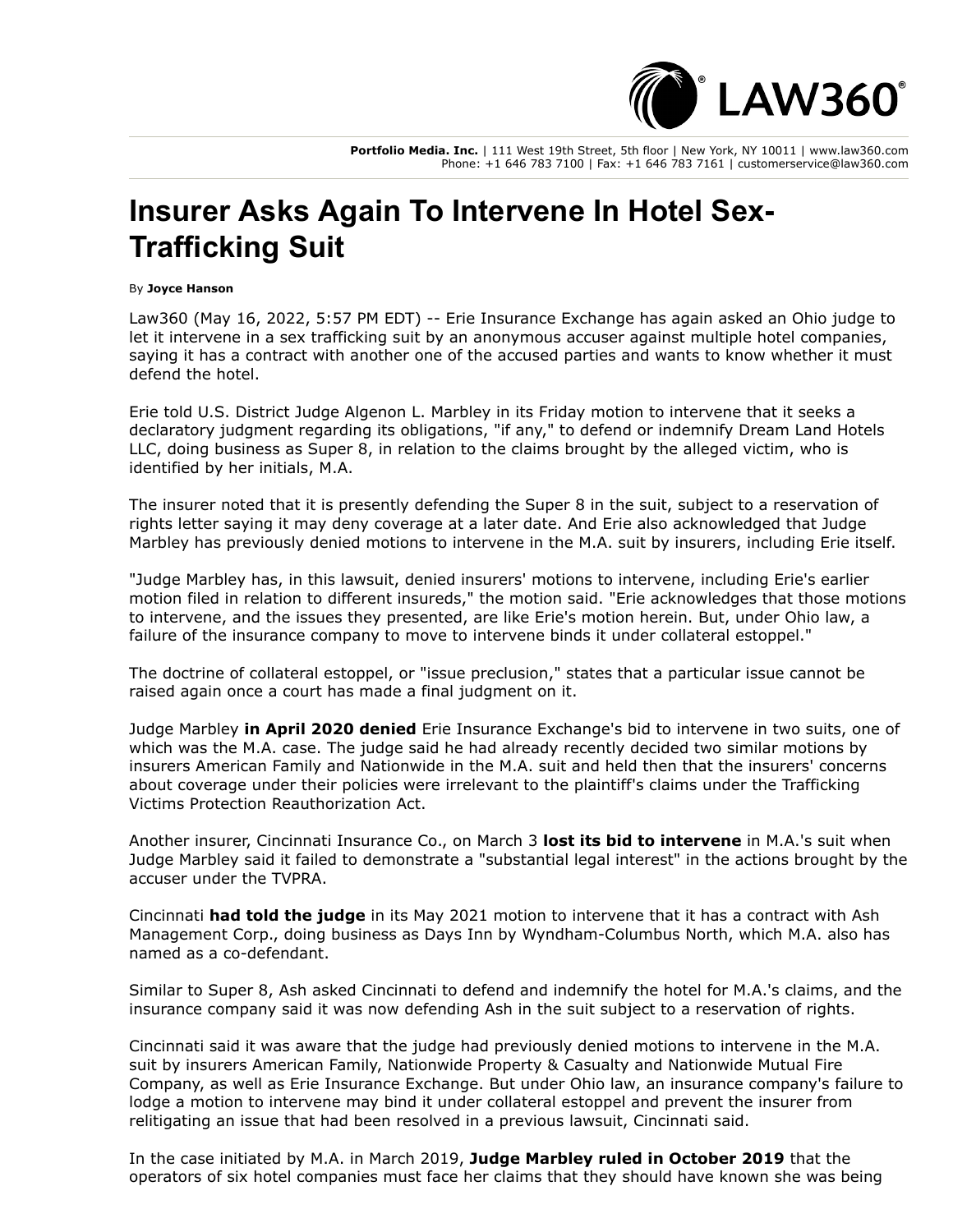# Insurer Asks Again To Intervene In Hotel Sex-Trafficking Suit

By **Joyce Hanson**

Law360 (May 16, 2022, 5:57 PM EDT) -- Erie Insurance Exchange has again asked an Ohio judge to let it intervene in a sex trafficking suit by an anonymous accuser against multiple hotel companies, saying it has a contract with another one of the accused parties and wants to know whether it must defend the hotel.

Erie told U.S. District Judge Algenon L. Marbley in its Friday motion to intervene that it seeks a declaratory judgment regarding its obligations, "if any," to defend or indemnify Dream Land Hotels LLC, doing business as Super 8, in relation to the claims brought by the alleged victim, who is identified by her initials, M.A.

The insurer noted that it is presently defending the Super 8 in the suit, subject to a reservation of rights letter saying it may deny coverage at a later date. And Erie also acknowledged that Judge Marbley has previously denied motions to intervene in the M.A. suit by insurers, including Erie itself.

"Judge Marbley has, in this lawsuit, denied insurers' motions to intervene, including Erie's earlier motion filed in relation to different insureds," the motion said. "Erie acknowledges that those motions to intervene, and the issues they presented, are like Erie's motion herein. But, under Ohio law, a failure of the insurance company to move to intervene binds it under collateral estoppel."

The doctrine of collateral estoppel, or "issue preclusion," states that a particular issue cannot be raised again once a court has made a final judgment on it.

Judge Marbley **in April 2020 denied** Erie Insurance Exchange's bid to intervene in two suits, one of which was the M.A. case. The judge said he had already recently decided two similar motions by insurers American Family and Nationwide in the M.A. suit and held then that the insurers' concerns about coverage under their policies were irrelevant to the plaintiff's claims under the Trafficking Victims Protection Reauthorization Act.

Another insurer, Cincinnati Insurance Co., on March 3 **lost its bid to intervene** in M.A.'s suit when Judge Marbley said it failed to demonstrate a "substantial legal interest" in the actions brought by the accuser under the TVPRA.

Cincinnati **had told the judge** in its May 2021 motion to intervene that it has a contract with Ash Management Corp., doing business as Days Inn by Wyndham-Columbus North, which M.A. also has named as a co-defendant.

Similar to Super 8, Ash asked Cincinnati to defend and indemnify the hotel for M.A.'s claims, and the insurance company said it was now defending Ash in the suit subject to a reservation of rights.

Cincinnati said it was aware that the judge had previously denied motions to intervene in the M.A. suit by insurers American Family, Nationwide Property & Casualty and Nationwide Mutual Fire Company, as well as Erie Insurance Exchange. But under Ohio law, an insurance company's failure to lodge a motion to intervene may bind it under collateral estoppel and prevent the insurer from relitigating an issue that had been resolved in a previous lawsuit, Cincinnati said.

In the case initiated by M.A. in March 2019, **Judge Marbley ruled in October 2019** that the operators of six hotel companies must face her claims that they should have known she was being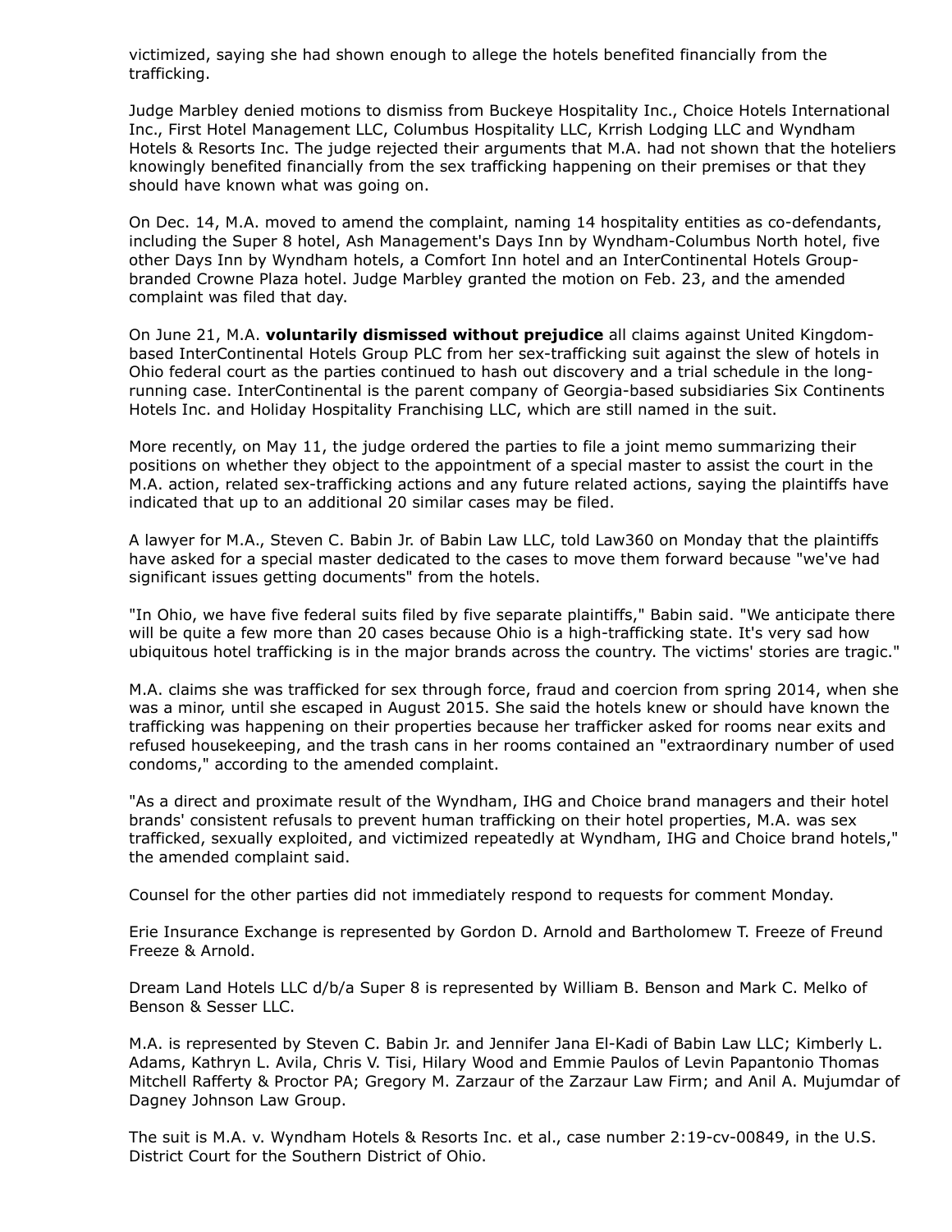victimized, saying she had shown enough to allege the hotels benefited financially from the trafficking.

Judge Marbley denied motions to dismiss from Buckeye Hospitality Inc., Choice Hotels International Inc., First Hotel Management LLC, Columbus Hospitality LLC, Krrish Lodging LLC and Wyndham Hotels & Resorts Inc. The judge rejected their arguments that M.A. had not shown that the hoteliers knowingly benefited financially from the sex trafficking happening on their premises or that they should have known what was going on.

On Dec. 14, M.A. moved to amend the complaint, naming 14 hospitality entities as co-defendants, including the Super 8 hotel, Ash Management's Days Inn by Wyndham-Columbus North hotel, five other Days Inn by Wyndham hotels, a Comfort Inn hotel and an InterContinental Hotels Group-branded Crowne Plaza hotel. Judge Marbley granted the motion on Feb. 23, and the amended complaint was filed that day.

On June 21, M.A. **voluntarily dismissed without prejudice** all claims against United Kingdom-based InterContinental Hotels Group PLC from her sex-trafficking suit against the slew of hotels in Ohio federal court as the parties continued to hash out discovery and a trial schedule in the long-running case. InterContinental is the parent company of Georgia-based subsidiaries Six Continents Hotels Inc. and Holiday Hospitality Franchising LLC, which are still named in the suit.

More recently, on May 11, the judge ordered the parties to file a joint memo summarizing their positions on whether they object to the appointment of a special master to assist the court in the M.A. action, related sex-trafficking actions and any future related actions, saying the plaintiffs have indicated that up to an additional 20 similar cases may be filed.

A lawyer for M.A., Steven C. Babin Jr. of Babin Law LLC, told Law360 on Monday that the plaintiffs have asked for a special master dedicated to the cases to move them forward because "we've had significant issues getting documents" from the hotels.

"In Ohio, we have five federal suits filed by five separate plaintiffs," Babin said. "We anticipate there will be quite a few more than 20 cases because Ohio is a high-trafficking state. It's very sad how ubiquitous hotel trafficking is in the major brands across the country. The victims' stories are tragic."

M.A. claims she was trafficked for sex through force, fraud and coercion from spring 2014, when she was a minor, until she escaped in August 2015. She said the hotels knew or should have known the trafficking was happening on their properties because her trafficker asked for rooms near exits and refused housekeeping, and the trash cans in her rooms contained an "extraordinary number of used condoms," according to the amended complaint.

"As a direct and proximate result of the Wyndham, IHG and Choice brand managers and their hotel brands' consistent refusals to prevent human trafficking on their hotel properties, M.A. was sex trafficked, sexually exploited, and victimized repeatedly at Wyndham, IHG and Choice brand hotels," the amended complaint said.

Counsel for the other parties did not immediately respond to requests for comment Monday.

Erie Insurance Exchange is represented by Gordon D. Arnold and Bartholomew T. Freeze of Freund Freeze & Arnold.

Dream Land Hotels LLC d/b/a Super 8 is represented by William B. Benson and Mark C. Melko of Benson & Sesser LLC.

M.A. is represented by Steven C. Babin Jr. and Jennifer Jana El-Kadi of Babin Law LLC; Kimberly L. Adams, Kathryn L. Avila, Chris V. Tisi, Hilary Wood and Emmie Paulos of Levin Papantonio Thomas Mitchell Rafferty & Proctor PA; Gregory M. Zarzaur of the Zarzaur Law Firm; and Anil A. Mujumdar of Dagney Johnson Law Group.

The suit is M.A. v. Wyndham Hotels & Resorts Inc. et al., case number 2:19-cv-00849, in the U.S. District Court for the Southern District of Ohio.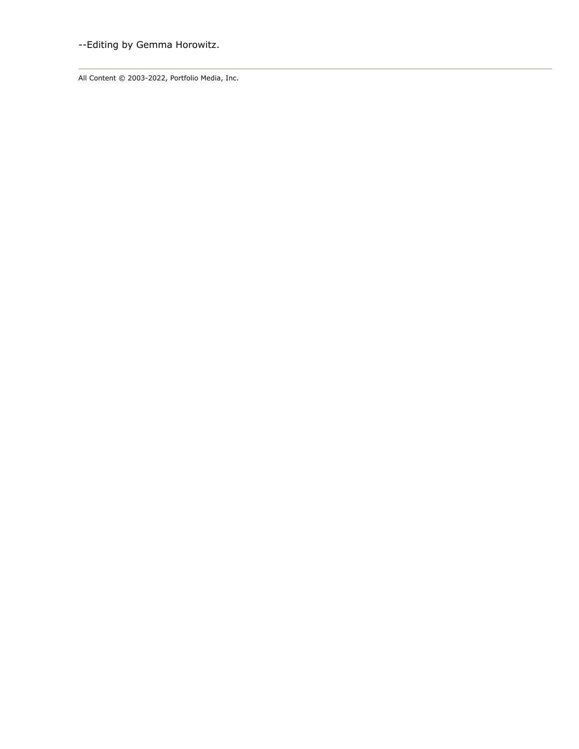--Editing by Gemma Horowitz.

---

All Content © 2003-2022, Portfolio Media, Inc.